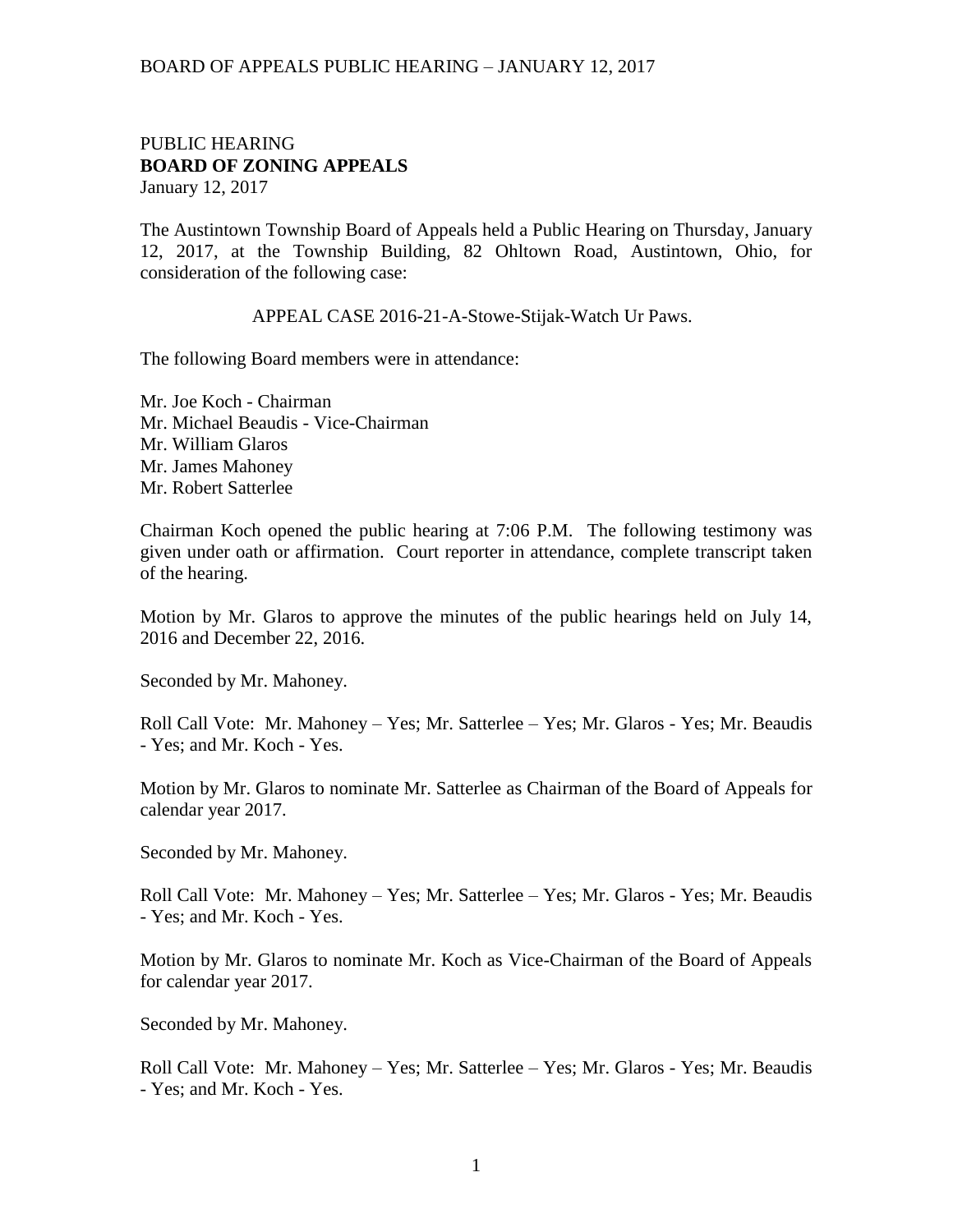PUBLIC HEARING
**BOARD OF ZONING APPEALS**
January 12, 2017

The Austintown Township Board of Appeals held a Public Hearing on Thursday, January 12, 2017, at the Township Building, 82 Ohltown Road, Austintown, Ohio, for consideration of the following case:

APPEAL CASE 2016-21-A-Stowe-Stijak-Watch Ur Paws.

The following Board members were in attendance:

Mr. Joe Koch - Chairman
Mr. Michael Beaudis - Vice-Chairman
Mr. William Glaros
Mr. James Mahoney
Mr. Robert Satterlee

Chairman Koch opened the public hearing at 7:06 P.M. The following testimony was given under oath or affirmation. Court reporter in attendance, complete transcript taken of the hearing.

Motion by Mr. Glaros to approve the minutes of the public hearings held on July 14, 2016 and December 22, 2016.

Seconded by Mr. Mahoney.

Roll Call Vote: Mr. Mahoney – Yes; Mr. Satterlee – Yes; Mr. Glaros - Yes; Mr. Beaudis - Yes; and Mr. Koch - Yes.

Motion by Mr. Glaros to nominate Mr. Satterlee as Chairman of the Board of Appeals for calendar year 2017.

Seconded by Mr. Mahoney.

Roll Call Vote: Mr. Mahoney – Yes; Mr. Satterlee – Yes; Mr. Glaros - Yes; Mr. Beaudis - Yes; and Mr. Koch - Yes.

Motion by Mr. Glaros to nominate Mr. Koch as Vice-Chairman of the Board of Appeals for calendar year 2017.

Seconded by Mr. Mahoney.

Roll Call Vote: Mr. Mahoney – Yes; Mr. Satterlee – Yes; Mr. Glaros - Yes; Mr. Beaudis - Yes; and Mr. Koch - Yes.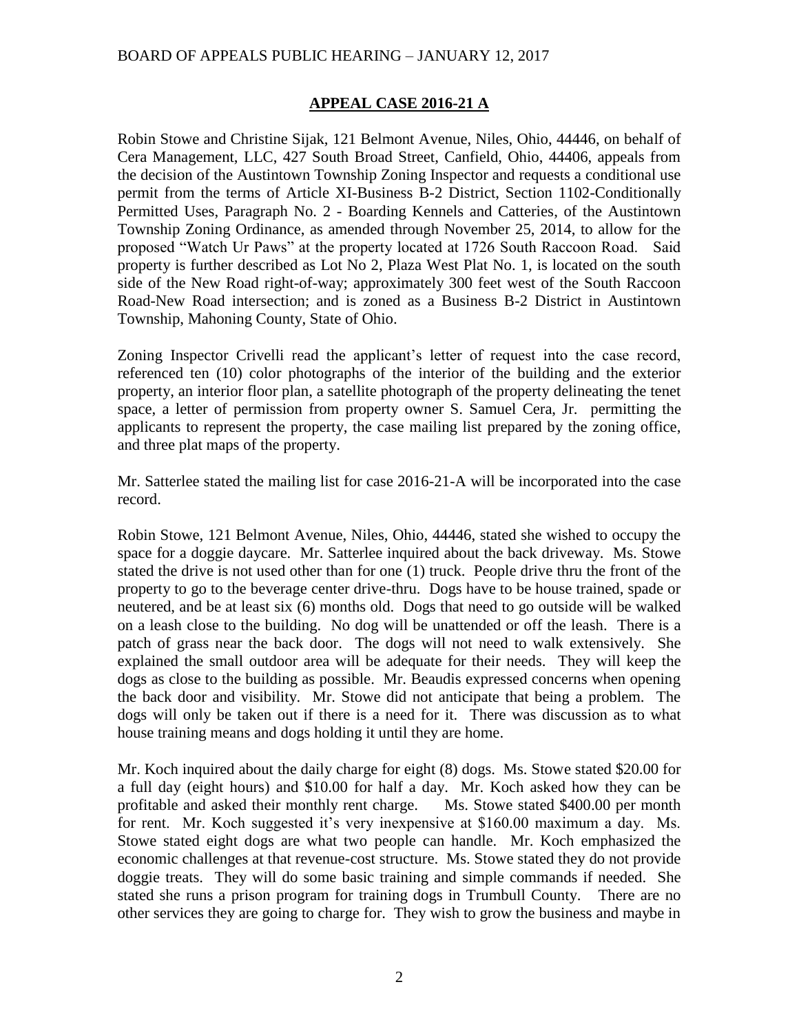## APPEAL CASE 2016-21 A

Robin Stowe and Christine Sijak, 121 Belmont Avenue, Niles, Ohio, 44446, on behalf of Cera Management, LLC, 427 South Broad Street, Canfield, Ohio, 44406, appeals from the decision of the Austintown Township Zoning Inspector and requests a conditional use permit from the terms of Article XI-Business B-2 District, Section 1102-Conditionally Permitted Uses, Paragraph No. 2 - Boarding Kennels and Catteries, of the Austintown Township Zoning Ordinance, as amended through November 25, 2014, to allow for the proposed "Watch Ur Paws" at the property located at 1726 South Raccoon Road. Said property is further described as Lot No 2, Plaza West Plat No. 1, is located on the south side of the New Road right-of-way; approximately 300 feet west of the South Raccoon Road-New Road intersection; and is zoned as a Business B-2 District in Austintown Township, Mahoning County, State of Ohio.

Zoning Inspector Crivelli read the applicant's letter of request into the case record, referenced ten (10) color photographs of the interior of the building and the exterior property, an interior floor plan, a satellite photograph of the property delineating the tenet space, a letter of permission from property owner S. Samuel Cera, Jr. permitting the applicants to represent the property, the case mailing list prepared by the zoning office, and three plat maps of the property.

Mr. Satterlee stated the mailing list for case 2016-21-A will be incorporated into the case record.

Robin Stowe, 121 Belmont Avenue, Niles, Ohio, 44446, stated she wished to occupy the space for a doggie daycare. Mr. Satterlee inquired about the back driveway. Ms. Stowe stated the drive is not used other than for one (1) truck. People drive thru the front of the property to go to the beverage center drive-thru. Dogs have to be house trained, spade or neutered, and be at least six (6) months old. Dogs that need to go outside will be walked on a leash close to the building. No dog will be unattended or off the leash. There is a patch of grass near the back door. The dogs will not need to walk extensively. She explained the small outdoor area will be adequate for their needs. They will keep the dogs as close to the building as possible. Mr. Beaudis expressed concerns when opening the back door and visibility. Mr. Stowe did not anticipate that being a problem. The dogs will only be taken out if there is a need for it. There was discussion as to what house training means and dogs holding it until they are home.

Mr. Koch inquired about the daily charge for eight (8) dogs. Ms. Stowe stated $20.00 for a full day (eight hours) and $10.00 for half a day. Mr. Koch asked how they can be profitable and asked their monthly rent charge. Ms. Stowe stated $400.00 per month for rent. Mr. Koch suggested it's very inexpensive at $160.00 maximum a day. Ms. Stowe stated eight dogs are what two people can handle. Mr. Koch emphasized the economic challenges at that revenue-cost structure. Ms. Stowe stated they do not provide doggie treats. They will do some basic training and simple commands if needed. She stated she runs a prison program for training dogs in Trumbull County. There are no other services they are going to charge for. They wish to grow the business and maybe in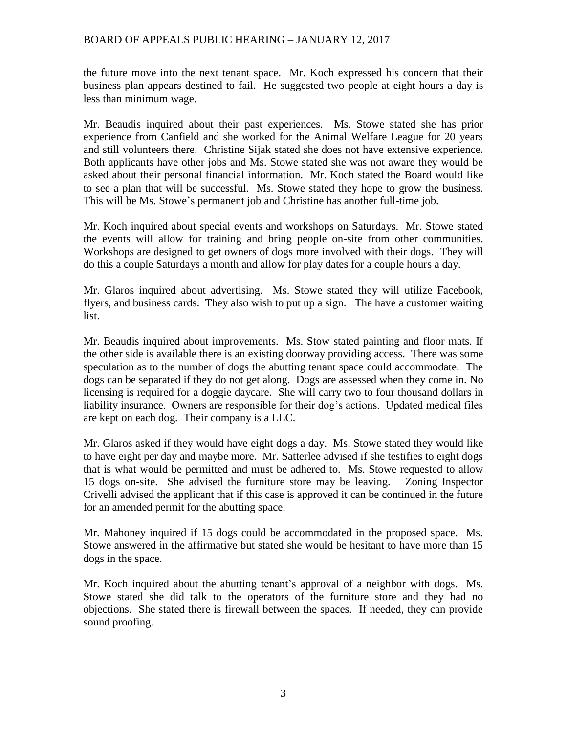the future move into the next tenant space. Mr. Koch expressed his concern that their business plan appears destined to fail. He suggested two people at eight hours a day is less than minimum wage.

Mr. Beaudis inquired about their past experiences. Ms. Stowe stated she has prior experience from Canfield and she worked for the Animal Welfare League for 20 years and still volunteers there. Christine Sijak stated she does not have extensive experience. Both applicants have other jobs and Ms. Stowe stated she was not aware they would be asked about their personal financial information. Mr. Koch stated the Board would like to see a plan that will be successful. Ms. Stowe stated they hope to grow the business. This will be Ms. Stowe's permanent job and Christine has another full-time job.

Mr. Koch inquired about special events and workshops on Saturdays. Mr. Stowe stated the events will allow for training and bring people on-site from other communities. Workshops are designed to get owners of dogs more involved with their dogs. They will do this a couple Saturdays a month and allow for play dates for a couple hours a day.

Mr. Glaros inquired about advertising. Ms. Stowe stated they will utilize Facebook, flyers, and business cards. They also wish to put up a sign. The have a customer waiting list.

Mr. Beaudis inquired about improvements. Ms. Stow stated painting and floor mats. If the other side is available there is an existing doorway providing access. There was some speculation as to the number of dogs the abutting tenant space could accommodate. The dogs can be separated if they do not get along. Dogs are assessed when they come in. No licensing is required for a doggie daycare. She will carry two to four thousand dollars in liability insurance. Owners are responsible for their dog's actions. Updated medical files are kept on each dog. Their company is a LLC.

Mr. Glaros asked if they would have eight dogs a day. Ms. Stowe stated they would like to have eight per day and maybe more. Mr. Satterlee advised if she testifies to eight dogs that is what would be permitted and must be adhered to. Ms. Stowe requested to allow 15 dogs on-site. She advised the furniture store may be leaving. Zoning Inspector Crivelli advised the applicant that if this case is approved it can be continued in the future for an amended permit for the abutting space.

Mr. Mahoney inquired if 15 dogs could be accommodated in the proposed space. Ms. Stowe answered in the affirmative but stated she would be hesitant to have more than 15 dogs in the space.

Mr. Koch inquired about the abutting tenant's approval of a neighbor with dogs. Ms. Stowe stated she did talk to the operators of the furniture store and they had no objections. She stated there is firewall between the spaces. If needed, they can provide sound proofing.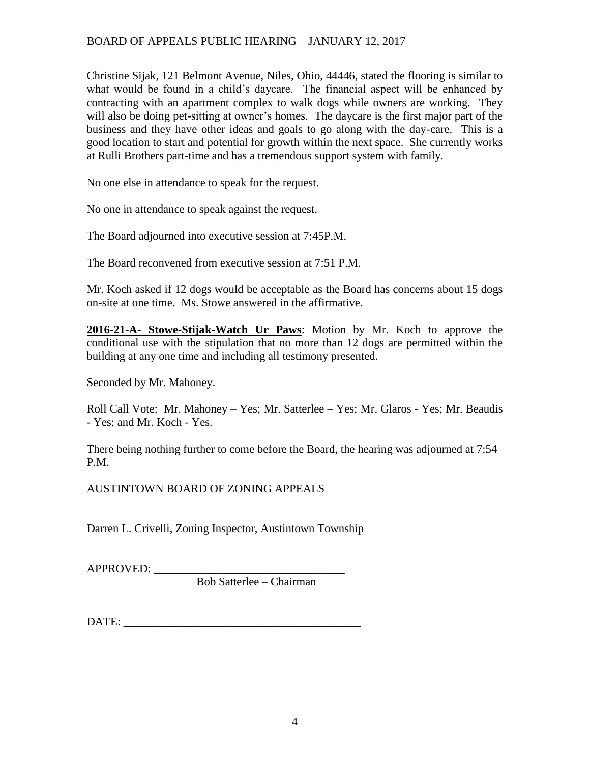Christine Sijak, 121 Belmont Avenue, Niles, Ohio, 44446, stated the flooring is similar to what would be found in a child's daycare. The financial aspect will be enhanced by contracting with an apartment complex to walk dogs while owners are working. They will also be doing pet-sitting at owner's homes. The daycare is the first major part of the business and they have other ideas and goals to go along with the day-care. This is a good location to start and potential for growth within the next space. She currently works at Rulli Brothers part-time and has a tremendous support system with family.

No one else in attendance to speak for the request.

No one in attendance to speak against the request.

The Board adjourned into executive session at 7:45P.M.

The Board reconvened from executive session at 7:51 P.M.

Mr. Koch asked if 12 dogs would be acceptable as the Board has concerns about 15 dogs on-site at one time. Ms. Stowe answered in the affirmative.

**2016-21-A- Stowe-Stijak-Watch Ur Paws**: Motion by Mr. Koch to approve the conditional use with the stipulation that no more than 12 dogs are permitted within the building at any one time and including all testimony presented.

Seconded by Mr. Mahoney.

Roll Call Vote: Mr. Mahoney – Yes; Mr. Satterlee – Yes; Mr. Glaros - Yes; Mr. Beaudis - Yes; and Mr. Koch - Yes.

There being nothing further to come before the Board, the hearing was adjourned at 7:54 P.M.

AUSTINTOWN BOARD OF ZONING APPEALS

Darren L. Crivelli, Zoning Inspector, Austintown Township

APPROVED: \_\_\_\_\_\_\_\_\_\_\_\_\_\_\_\_\_\_\_\_\_\_\_\_\_\_\_\_\_\_\_\_
Bob Satterlee – Chairman

DATE: \_\_\_\_\_\_\_\_\_\_\_\_\_\_\_\_\_\_\_\_\_\_\_\_\_\_\_\_\_\_\_\_\_\_\_\_\_\_\_\_